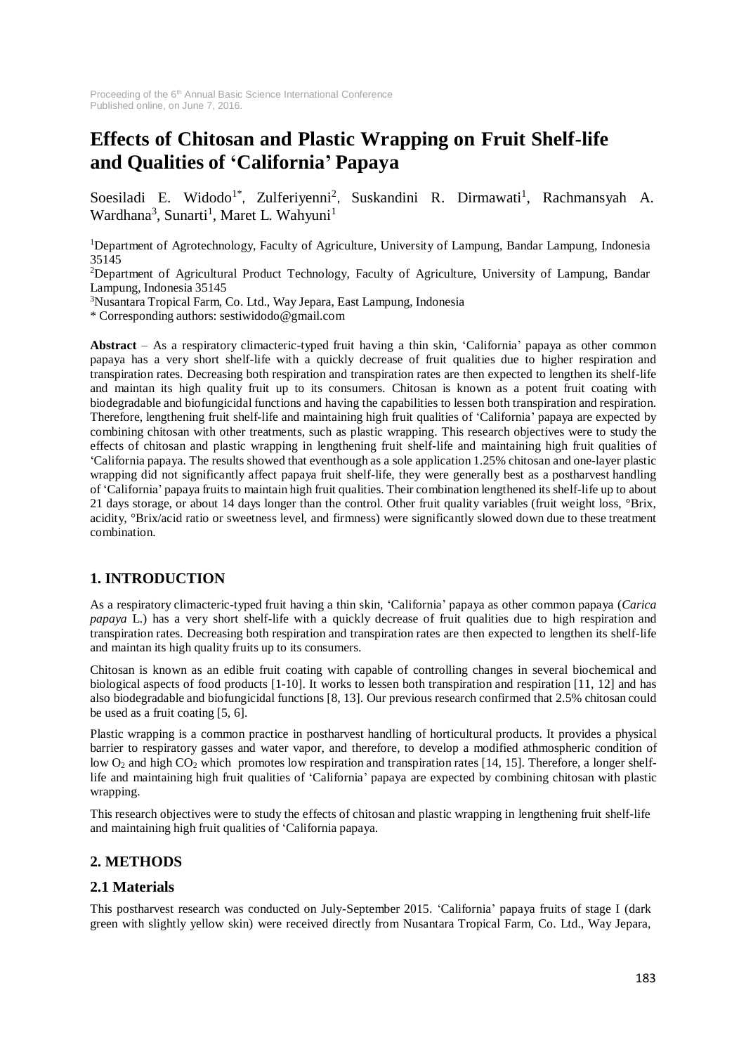# Effects of Chitosan and Plastic Wrapping on Fruit Shelf-life and Qualities of 'California' Papaya

Soesiladi E. Widodo[1*], Zulferiyenni[2], Suskandini R. Dirmawati[1], Rachmansyah A. Wardhana[3], Sunarti[1], Maret L. Wahyuni[1]

[1]Department of Agrotechnology, Faculty of Agriculture, University of Lampung, Bandar Lampung, Indonesia 35145

[2]Department of Agricultural Product Technology, Faculty of Agriculture, University of Lampung, Bandar Lampung, Indonesia 35145

[3]Nusantara Tropical Farm, Co. Ltd., Way Jepara, East Lampung, Indonesia

* Corresponding authors: sestiwidodo@gmail.com

**Abstract** – As a respiratory climacteric-typed fruit having a thin skin, 'California' papaya as other common papaya has a very short shelf-life with a quickly decrease of fruit qualities due to higher respiration and transpiration rates. Decreasing both respiration and transpiration rates are then expected to lengthen its shelf-life and maintan its high quality fruit up to its consumers. Chitosan is known as a potent fruit coating with biodegradable and biofungicidal functions and having the capabilities to lessen both transpiration and respiration. Therefore, lengthening fruit shelf-life and maintaining high fruit qualities of 'California' papaya are expected by combining chitosan with other treatments, such as plastic wrapping. This research objectives were to study the effects of chitosan and plastic wrapping in lengthening fruit shelf-life and maintaining high fruit qualities of 'California papaya. The results showed that eventhough as a sole application 1.25% chitosan and one-layer plastic wrapping did not significantly affect papaya fruit shelf-life, they were generally best as a postharvest handling of 'California' papaya fruits to maintain high fruit qualities. Their combination lengthened its shelf-life up to about 21 days storage, or about 14 days longer than the control. Other fruit quality variables (fruit weight loss, °Brix, acidity, °Brix/acid ratio or sweetness level, and firmness) were significantly slowed down due to these treatment combination.

## 1. INTRODUCTION

As a respiratory climacteric-typed fruit having a thin skin, 'California' papaya as other common papaya (*Carica papaya* L.) has a very short shelf-life with a quickly decrease of fruit qualities due to high respiration and transpiration rates. Decreasing both respiration and transpiration rates are then expected to lengthen its shelf-life and maintan its high quality fruits up to its consumers.

Chitosan is known as an edible fruit coating with capable of controlling changes in several biochemical and biological aspects of food products [1-10]. It works to lessen both transpiration and respiration [11, 12] and has also biodegradable and biofungicidal functions [8, 13]. Our previous research confirmed that 2.5% chitosan could be used as a fruit coating [5, 6].

Plastic wrapping is a common practice in postharvest handling of horticultural products. It provides a physical barrier to respiratory gasses and water vapor, and therefore, to develop a modified athmospheric condition of low $O_2$ and high $CO_2$ which promotes low respiration and transpiration rates [14, 15]. Therefore, a longer shelf-life and maintaining high fruit qualities of 'California' papaya are expected by combining chitosan with plastic wrapping.

This research objectives were to study the effects of chitosan and plastic wrapping in lengthening fruit shelf-life and maintaining high fruit qualities of 'California papaya.

## 2. METHODS

### 2.1 Materials

This postharvest research was conducted on July-September 2015. 'California' papaya fruits of stage I (dark green with slightly yellow skin) were received directly from Nusantara Tropical Farm, Co. Ltd., Way Jepara,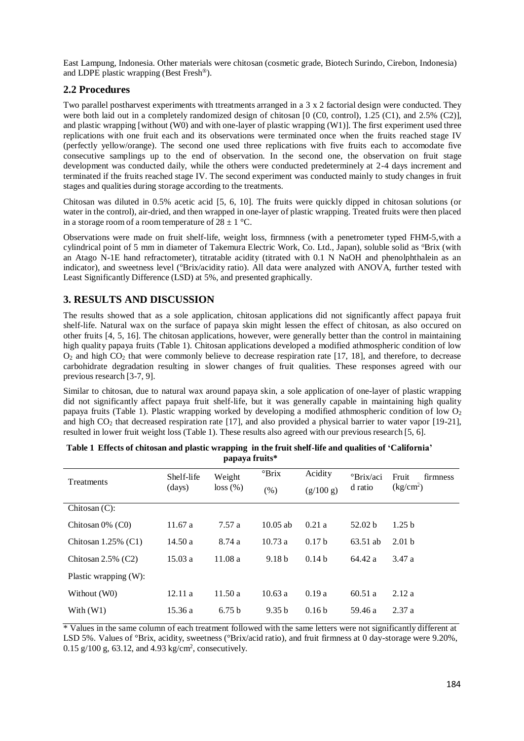East Lampung, Indonesia. Other materials were chitosan (cosmetic grade, Biotech Surindo, Cirebon, Indonesia) and LDPE plastic wrapping (Best Fresh®).

## 2.2 Procedures

Two parallel postharvest experiments with ttreatments arranged in a 3 x 2 factorial design were conducted. They were both laid out in a completely randomized design of chitosan [0 (C0, control), 1.25 (C1), and 2.5% (C2)], and plastic wrapping [without (W0) and with one-layer of plastic wrapping (W1)]. The first experiment used three replications with one fruit each and its observations were terminated once when the fruits reached stage IV (perfectly yellow/orange). The second one used three replications with five fruits each to accomodate five consecutive samplings up to the end of observation. In the second one, the observation on fruit stage development was conducted daily, while the others were conducted predeterminely at 2-4 days increment and terminated if the fruits reached stage IV. The second experiment was conducted mainly to study changes in fruit stages and qualities during storage according to the treatments.

Chitosan was diluted in 0.5% acetic acid [5, 6, 10]. The fruits were quickly dipped in chitosan solutions (or water in the control), air-dried, and then wrapped in one-layer of plastic wrapping. Treated fruits were then placed in a storage room of a room temperature of 28 ± 1 °C.

Observations were made on fruit shelf-life, weight loss, firmnness (with a penetrometer typed FHM-5,with a cylindrical point of 5 mm in diameter of Takemura Electric Work, Co. Ltd., Japan), soluble solid as °Brix (with an Atago N-1E hand refractometer), titratable acidity (titrated with 0.1 N NaOH and phenolphthalein as an indicator), and sweetness level (°Brix/acidity ratio). All data were analyzed with ANOVA, further tested with Least Significantly Difference (LSD) at 5%, and presented graphically.

# 3. RESULTS AND DISCUSSION

The results showed that as a sole application, chitosan applications did not significantly affect papaya fruit shelf-life. Natural wax on the surface of papaya skin might lessen the effect of chitosan, as also occured on other fruits [4, 5, 16]. The chitosan applications, however, were generally better than the control in maintaining high quality papaya fruits (Table 1). Chitosan applications developed a modified athmospheric condition of low $O_2$ and high $CO_2$ that were commonly believe to decrease respiration rate [17, 18], and therefore, to decrease carbohidrate degradation resulting in slower changes of fruit qualities. These responses agreed with our previous research [3-7, 9].

Similar to chitosan, due to natural wax around papaya skin, a sole application of one-layer of plastic wrapping did not significantly affect papaya fruit shelf-life, but it was generally capable in maintaining high quality papaya fruits (Table 1). Plastic wrapping worked by developing a modified athmospheric condition of low $O_2$ and high $CO_2$ that decreased respiration rate [17], and also provided a physical barrier to water vapor [19-21], resulted in lower fruit weight loss (Table 1). These results also agreed with our previous research [5, 6].

**Table 1 Effects of chitosan and plastic wrapping in the fruit shelf-life and qualities of 'California' papaya fruits***

| Treatments | Shelf-life (days) | Weight loss (%) | °Brix (%) | Acidity (g/100 g) | °Brix/acid ratio | Fruit firmness (kg/cm²) |
|---|---|---|---|---|---|---|
| Chitosan (C): | | | | | | |
| Chitosan 0% (C0) | 11.67 a | 7.57 a | 10.05 ab | 0.21 a | 52.02 b | 1.25 b |
| Chitosan 1.25% (C1) | 14.50 a | 8.74 a | 10.73 a | 0.17 b | 63.51 ab | 2.01 b |
| Chitosan 2.5% (C2) | 15.03 a | 11.08 a | 9.18 b | 0.14 b | 64.42 a | 3.47 a |
| Plastic wrapping (W): | | | | | | |
| Without (W0) | 12.11 a | 11.50 a | 10.63 a | 0.19 a | 60.51 a | 2.12 a |
| With (W1) | 15.36 a | 6.75 b | 9.35 b | 0.16 b | 59.46 a | 2.37 a |

* Values in the same column of each treatment followed with the same letters were not significantly different at LSD 5%. Values of °Brix, acidity, sweetness (°Brix/acid ratio), and fruit firmness at 0 day-storage were 9.20%, 0.15 g/100 g, 63.12, and 4.93 kg/cm², consecutively.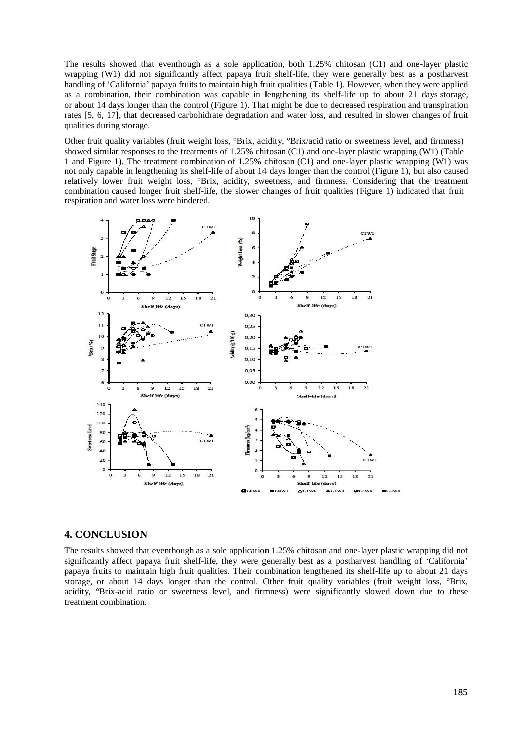The results showed that eventhough as a sole application, both 1.25% chitosan (C1) and one-layer plastic wrapping (W1) did not significantly affect papaya fruit shelf-life, they were generally best as a postharvest handling of 'California' papaya fruits to maintain high fruit qualities (Table 1). However, when they were applied as a combination, their combination was capable in lengthening its shelf-life up to about 21 days storage, or about 14 days longer than the control (Figure 1). That might be due to decreased respiration and transpiration rates [5, 6, 17], that decreased carbohidrate degradation and water loss, and resulted in slower changes of fruit qualities during storage.

Other fruit quality variables (fruit weight loss, °Brix, acidity, °Brix/acid ratio or sweetness level, and firmness) showed similar responses to the treatments of 1.25% chitosan (C1) and one-layer plastic wrapping (W1) (Table 1 and Figure 1). The treatment combination of 1.25% chitosan (C1) and one-layer plastic wrapping (W1) was not only capable in lengthening its shelf-life of about 14 days longer than the control (Figure 1), but also caused relatively lower fruit weight loss, °Brix, acidity, sweetness, and firmness. Considering that the treatment combination caused longer fruit shelf-life, the slower changes of fruit qualities (Figure 1) indicated that fruit respiration and water loss were hindered.

## 4. CONCLUSION

The results showed that eventhough as a sole application 1.25% chitosan and one-layer plastic wrapping did not significantly affect papaya fruit shelf-life, they were generally best as a postharvest handling of 'California' papaya fruits to maintain high fruit qualities. Their combination lengthened its shelf-life up to about 21 days storage, or about 14 days longer than the control. Other fruit quality variables (fruit weight loss, °Brix, acidity, °Brix-acid ratio or sweetness level, and firmness) were significantly slowed down due to these treatment combination.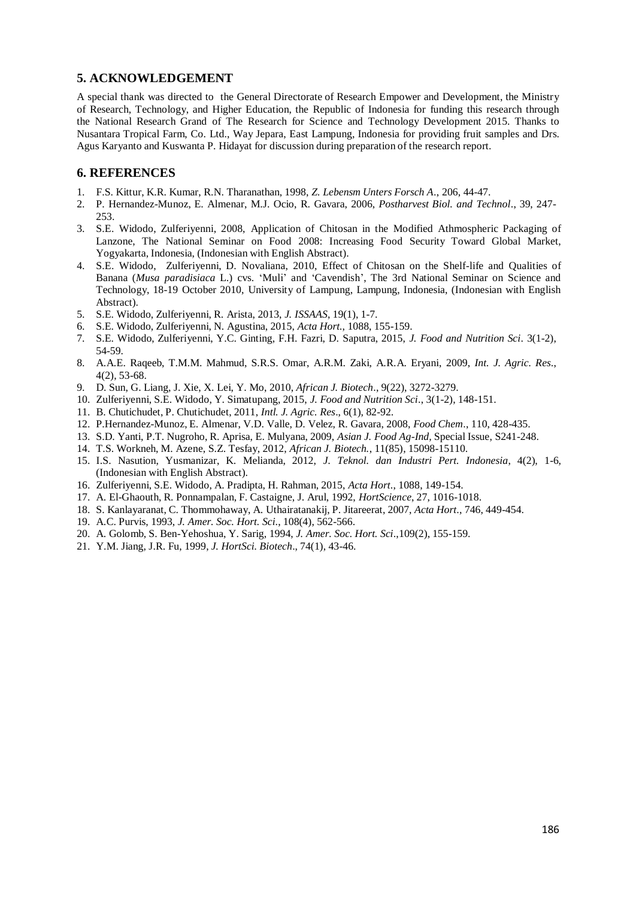## 5. ACKNOWLEDGEMENT

A special thank was directed to the General Directorate of Research Empower and Development, the Ministry of Research, Technology, and Higher Education, the Republic of Indonesia for funding this research through the National Research Grand of The Research for Science and Technology Development 2015. Thanks to Nusantara Tropical Farm, Co. Ltd., Way Jepara, East Lampung, Indonesia for providing fruit samples and Drs. Agus Karyanto and Kuswanta P. Hidayat for discussion during preparation of the research report.

## 6. REFERENCES

1. F.S. Kittur, K.R. Kumar, R.N. Tharanathan, 1998, *Z. Lebensm Unters Forsch A*., 206, 44-47.
2. P. Hernandez-Munoz, E. Almenar, M.J. Ocio, R. Gavara, 2006, *Postharvest Biol. and Technol*., 39, 247-253.
3. S.E. Widodo, Zulferiyenni, 2008, Application of Chitosan in the Modified Athmospheric Packaging of Lanzone, The National Seminar on Food 2008: Increasing Food Security Toward Global Market, Yogyakarta, Indonesia, (Indonesian with English Abstract).
4. S.E. Widodo, Zulferiyenni, D. Novaliana, 2010, Effect of Chitosan on the Shelf-life and Qualities of Banana (*Musa paradisiaca* L.) cvs. 'Muli' and 'Cavendish', The 3rd National Seminar on Science and Technology, 18-19 October 2010, University of Lampung, Lampung, Indonesia, (Indonesian with English Abstract).
5. S.E. Widodo, Zulferiyenni, R. Arista, 2013, *J. ISSAAS*, 19(1), 1-7.
6. S.E. Widodo, Zulferiyenni, N. Agustina, 2015, *Acta Hort.*, 1088, 155-159.
7. S.E. Widodo, Zulferiyenni, Y.C. Ginting, F.H. Fazri, D. Saputra, 2015, *J. Food and Nutrition Sci*. 3(1-2), 54-59.
8. A.A.E. Raqeeb, T.M.M. Mahmud, S.R.S. Omar, A.R.M. Zaki, A.R.A. Eryani, 2009, *Int. J. Agric. Res*., 4(2), 53-68.
9. D. Sun, G. Liang, J. Xie, X. Lei, Y. Mo, 2010, *African J. Biotech*., 9(22), 3272-3279.
10. Zulferiyenni, S.E. Widodo, Y. Simatupang, 2015, *J. Food and Nutrition Sci*., 3(1-2), 148-151.
11. B. Chutichudet, P. Chutichudet, 2011, *Intl. J. Agric. Res*., 6(1), 82-92.
12. P.Hernandez-Munoz, E. Almenar, V.D. Valle, D. Velez, R. Gavara, 2008, *Food Chem*., 110, 428-435.
13. S.D. Yanti, P.T. Nugroho, R. Aprisa, E. Mulyana, 2009, *Asian J. Food Ag-Ind*, Special Issue, S241-248.
14. T.S. Workneh, M. Azene, S.Z. Tesfay, 2012, *African J. Biotech.*, 11(85), 15098-15110.
15. I.S. Nasution, Yusmanizar, K. Melianda, 2012, *J. Teknol. dan Industri Pert. Indonesia*, 4(2), 1-6, (Indonesian with English Abstract).
16. Zulferiyenni, S.E. Widodo, A. Pradipta, H. Rahman, 2015, *Acta Hort*., 1088, 149-154.
17. A. El-Ghaouth, R. Ponnampalan, F. Castaigne, J. Arul, 1992, *HortScience*, 27, 1016-1018.
18. S. Kanlayaranat, C. Thommohaway, A. Uthairatanakij, P. Jitareerat, 2007, *Acta Hort*., 746, 449-454.
19. A.C. Purvis, 1993, *J. Amer. Soc. Hort. Sci*., 108(4), 562-566.
20. A. Golomb, S. Ben-Yehoshua, Y. Sarig, 1994, *J. Amer. Soc. Hort. Sci*.,109(2), 155-159.
21. Y.M. Jiang, J.R. Fu, 1999, *J. HortSci. Biotech*., 74(1), 43-46.